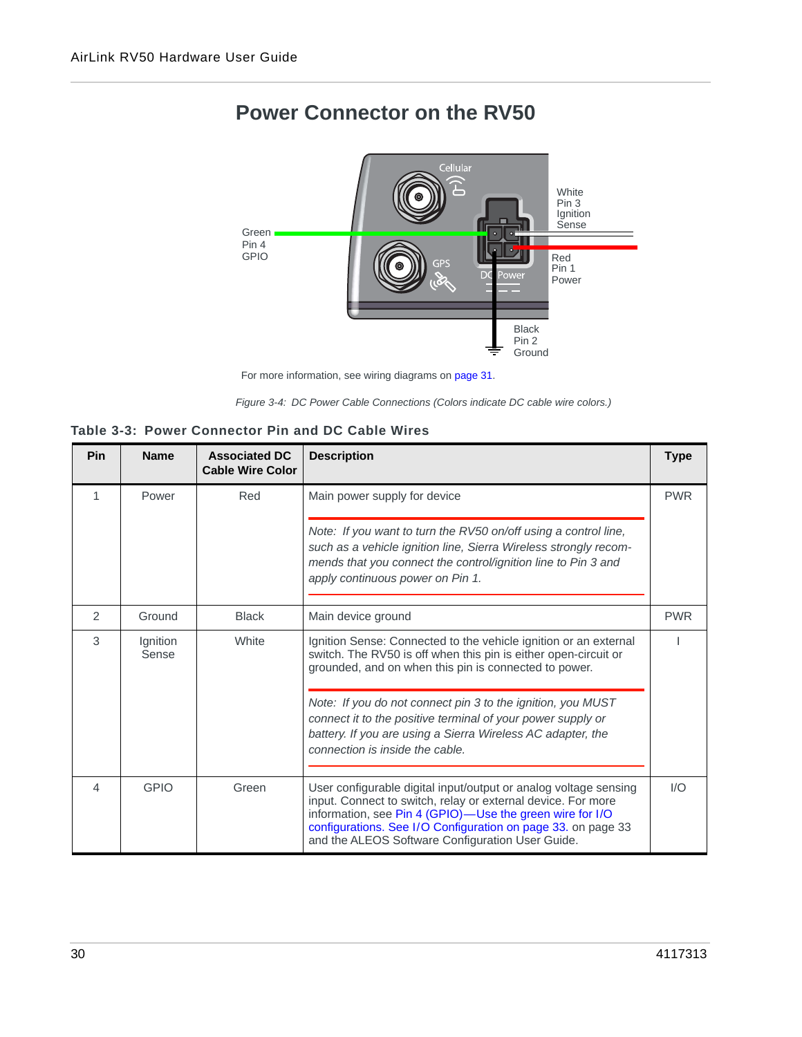# Power Connector on the RV50

Green
Pin 4
GPIO

White
Pin 3
Ignition
Sense

Red
Pin 1
Power

Black
Pin 2
Ground

For more information, see wiring diagrams on page 31.

*Figure 3-4: DC Power Cable Connections (Colors indicate DC cable wire colors.)*

**Table 3-3: Power Connector Pin and DC Cable Wires**

| Pin | Name | Associated DC Cable Wire Color | Description | Type |
|---|---|---|---|---|
| 1 | Power | Red | Main power supply for device<br><br>*Note: If you want to turn the RV50 on/off using a control line, such as a vehicle ignition line, Sierra Wireless strongly recommends that you connect the control/ignition line to Pin 3 and apply continuous power on Pin 1.* | PWR |
| 2 | Ground | Black | Main device ground | PWR |
| 3 | Ignition Sense | White | Ignition Sense: Connected to the vehicle ignition or an external switch. The RV50 is off when this pin is either open-circuit or grounded, and on when this pin is connected to power.<br><br>*Note: If you do not connect pin 3 to the ignition, you MUST connect it to the positive terminal of your power supply or battery. If you are using a Sierra Wireless AC adapter, the connection is inside the cable.* | I |
| 4 | GPIO | Green | User configurable digital input/output or analog voltage sensing input. Connect to switch, relay or external device. For more information, see Pin 4 (GPIO)—Use the green wire for I/O configurations. See I/O Configuration on page 33. on page 33 and the ALEOS Software Configuration User Guide. | I/O |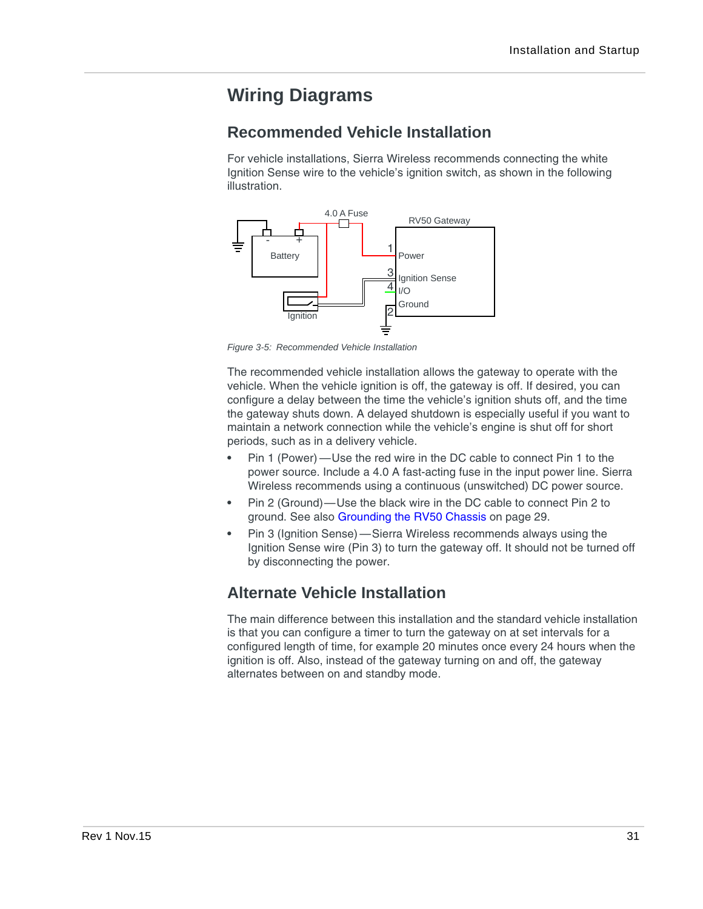# Wiring Diagrams

## Recommended Vehicle Installation

For vehicle installations, Sierra Wireless recommends connecting the white Ignition Sense wire to the vehicle's ignition switch, as shown in the following illustration.

*Figure 3-5: Recommended Vehicle Installation*

The recommended vehicle installation allows the gateway to operate with the vehicle. When the vehicle ignition is off, the gateway is off. If desired, you can configure a delay between the time the vehicle's ignition shuts off, and the time the gateway shuts down. A delayed shutdown is especially useful if you want to maintain a network connection while the vehicle's engine is shut off for short periods, such as in a delivery vehicle.

- Pin 1 (Power)—Use the red wire in the DC cable to connect Pin 1 to the power source. Include a 4.0 A fast-acting fuse in the input power line. Sierra Wireless recommends using a continuous (unswitched) DC power source.
- Pin 2 (Ground)—Use the black wire in the DC cable to connect Pin 2 to ground. See also Grounding the RV50 Chassis on page 29.
- Pin 3 (Ignition Sense)—Sierra Wireless recommends always using the Ignition Sense wire (Pin 3) to turn the gateway off. It should not be turned off by disconnecting the power.

## Alternate Vehicle Installation

The main difference between this installation and the standard vehicle installation is that you can configure a timer to turn the gateway on at set intervals for a configured length of time, for example 20 minutes once every 24 hours when the ignition is off. Also, instead of the gateway turning on and off, the gateway alternates between on and standby mode.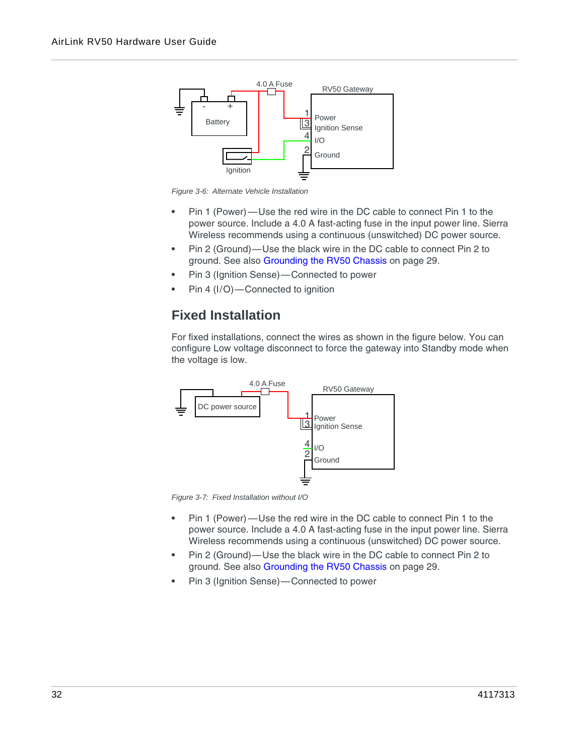*Figure 3-6: Alternate Vehicle Installation*

- Pin 1 (Power)—Use the red wire in the DC cable to connect Pin 1 to the power source. Include a 4.0 A fast-acting fuse in the input power line. Sierra Wireless recommends using a continuous (unswitched) DC power source.
- Pin 2 (Ground)—Use the black wire in the DC cable to connect Pin 2 to ground. See also Grounding the RV50 Chassis on page 29.
- Pin 3 (Ignition Sense)—Connected to power
- Pin 4 (I/O)—Connected to ignition

## Fixed Installation

For fixed installations, connect the wires as shown in the figure below. You can configure Low voltage disconnect to force the gateway into Standby mode when the voltage is low.

*Figure 3-7: Fixed Installation without I/O*

- Pin 1 (Power)—Use the red wire in the DC cable to connect Pin 1 to the power source. Include a 4.0 A fast-acting fuse in the input power line. Sierra Wireless recommends using a continuous (unswitched) DC power source.
- Pin 2 (Ground)—Use the black wire in the DC cable to connect Pin 2 to ground. See also Grounding the RV50 Chassis on page 29.
- Pin 3 (Ignition Sense)—Connected to power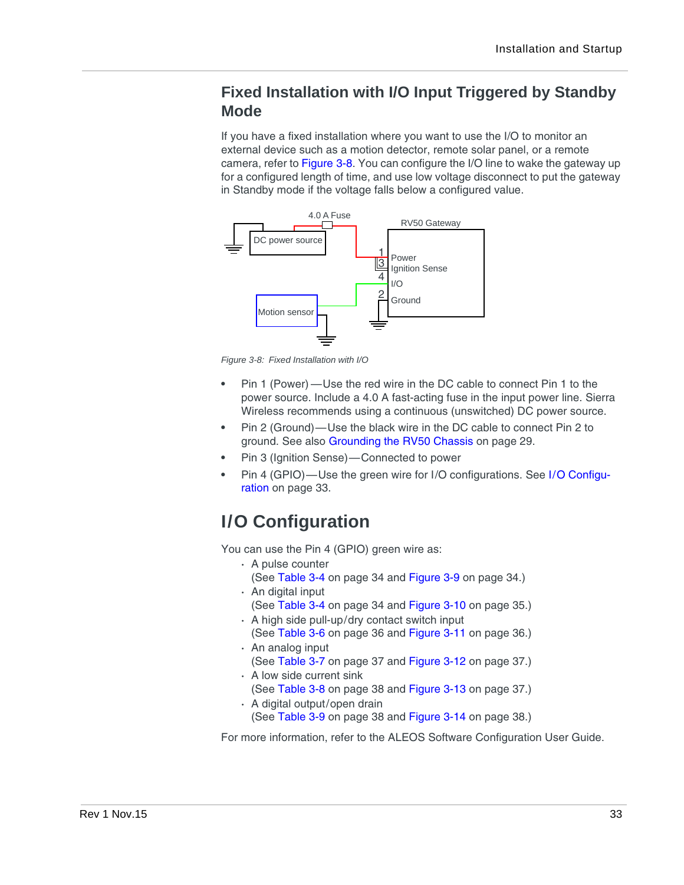## Fixed Installation with I/O Input Triggered by Standby Mode

If you have a fixed installation where you want to use the I/O to monitor an external device such as a motion detector, remote solar panel, or a remote camera, refer to Figure 3-8. You can configure the I/O line to wake the gateway up for a configured length of time, and use low voltage disconnect to put the gateway in Standby mode if the voltage falls below a configured value.

*Figure 3-8: Fixed Installation with I/O*

- Pin 1 (Power)—Use the red wire in the DC cable to connect Pin 1 to the power source. Include a 4.0 A fast-acting fuse in the input power line. Sierra Wireless recommends using a continuous (unswitched) DC power source.
- Pin 2 (Ground)—Use the black wire in the DC cable to connect Pin 2 to ground. See also Grounding the RV50 Chassis on page 29.
- Pin 3 (Ignition Sense)—Connected to power
- Pin 4 (GPIO)—Use the green wire for I/O configurations. See I/O Configuration on page 33.

# I/O Configuration

You can use the Pin 4 (GPIO) green wire as:

- A pulse counter
  (See Table 3-4 on page 34 and Figure 3-9 on page 34.)
- An digital input
  (See Table 3-4 on page 34 and Figure 3-10 on page 35.)
- A high side pull-up/dry contact switch input
  (See Table 3-6 on page 36 and Figure 3-11 on page 36.)
- An analog input
  (See Table 3-7 on page 37 and Figure 3-12 on page 37.)
- A low side current sink
  (See Table 3-8 on page 38 and Figure 3-13 on page 37.)
- A digital output/open drain
  (See Table 3-9 on page 38 and Figure 3-14 on page 38.)

For more information, refer to the ALEOS Software Configuration User Guide.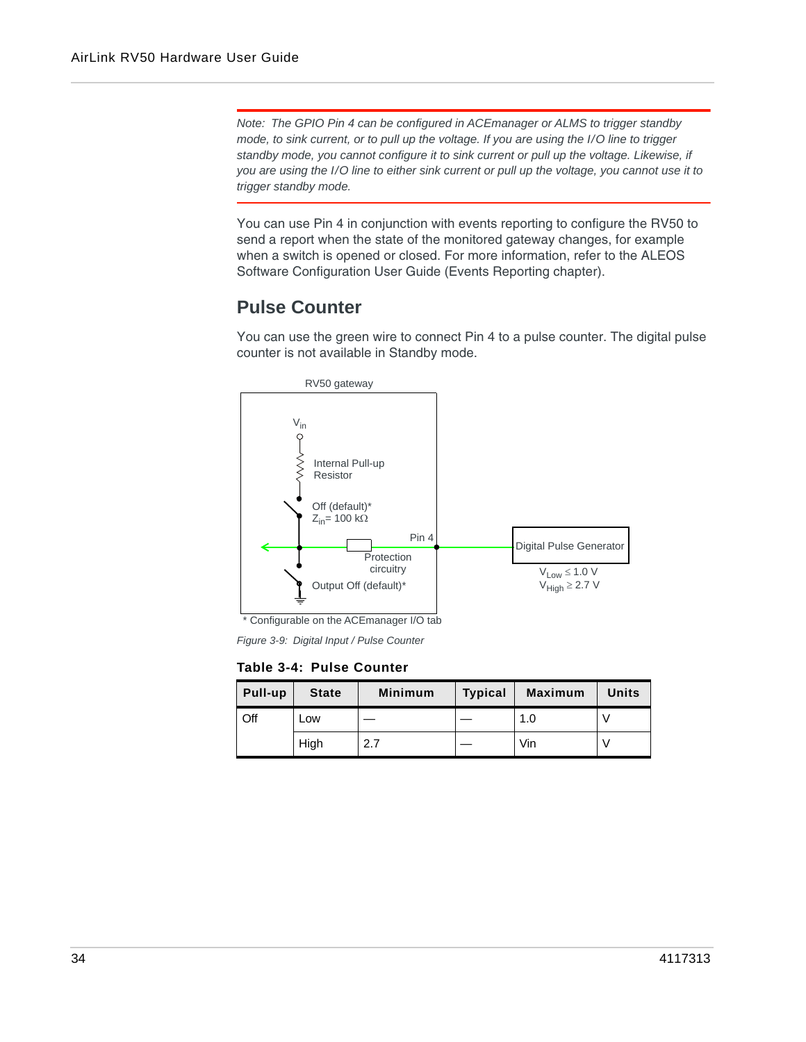*Note: The GPIO Pin 4 can be configured in ACEmanager or ALMS to trigger standby mode, to sink current, or to pull up the voltage. If you are using the I/O line to trigger standby mode, you cannot configure it to sink current or pull up the voltage. Likewise, if you are using the I/O line to either sink current or pull up the voltage, you cannot use it to trigger standby mode.*

You can use Pin 4 in conjunction with events reporting to configure the RV50 to send a report when the state of the monitored gateway changes, for example when a switch is opened or closed. For more information, refer to the ALEOS Software Configuration User Guide (Events Reporting chapter).

## Pulse Counter

You can use the green wire to connect Pin 4 to a pulse counter. The digital pulse counter is not available in Standby mode.

RV50 gateway

$V_{in}$

Internal Pull-up Resistor

Off (default)*
$Z_{in}$= 100 kΩ

Pin 4

Protection circuitry

Output Off (default)*

Digital Pulse Generator

$V_{Low} \leq 1.0$ V
$V_{High} \geq 2.7$ V

\* Configurable on the ACEmanager I/O tab

*Figure 3-9: Digital Input / Pulse Counter*

**Table 3-4: Pulse Counter**

| Pull-up | State | Minimum | Typical | Maximum | Units |
|---|---|---|---|---|---|
| Off | Low | — | — | 1.0 | V |
| | High | 2.7 | — | Vin | V |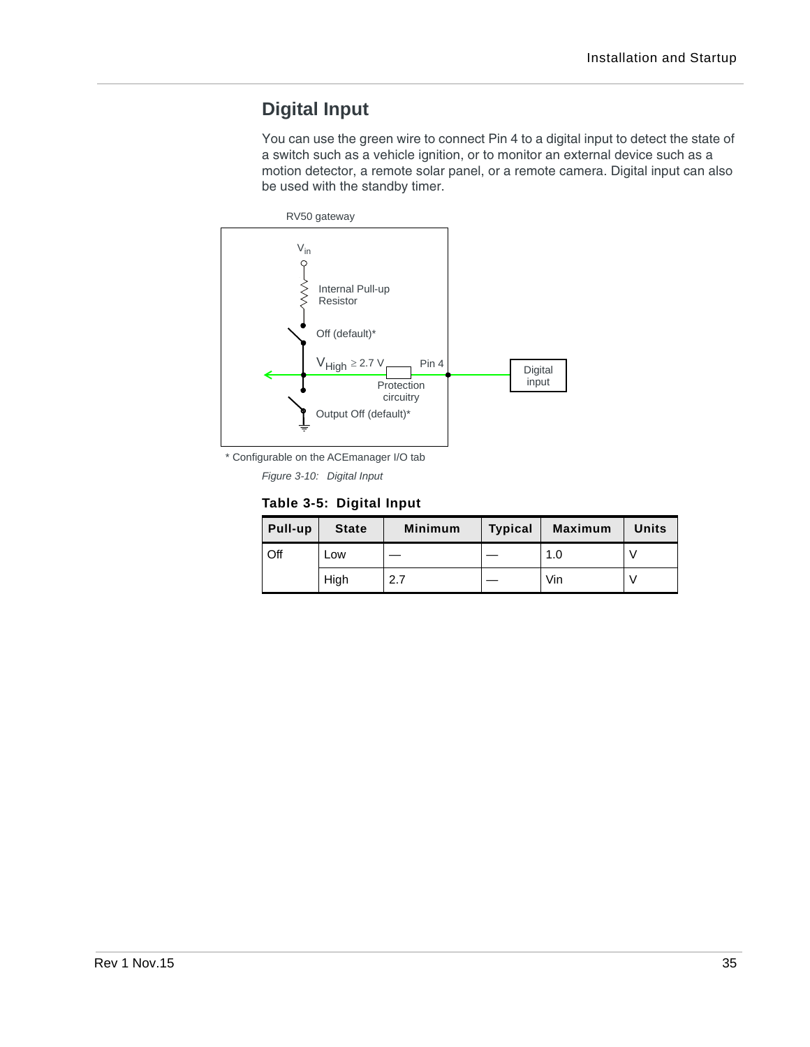## Digital Input

You can use the green wire to connect Pin 4 to a digital input to detect the state of a switch such as a vehicle ignition, or to monitor an external device such as a motion detector, a remote solar panel, or a remote camera. Digital input can also be used with the standby timer.

* Configurable on the ACEmanager I/O tab

*Figure 3-10: Digital Input*

**Table 3-5: Digital Input**

| Pull-up | State | Minimum | Typical | Maximum | Units |
|---|---|---|---|---|---|
| Off | Low | — | — | 1.0 | V |
| | High | 2.7 | — | Vin | V |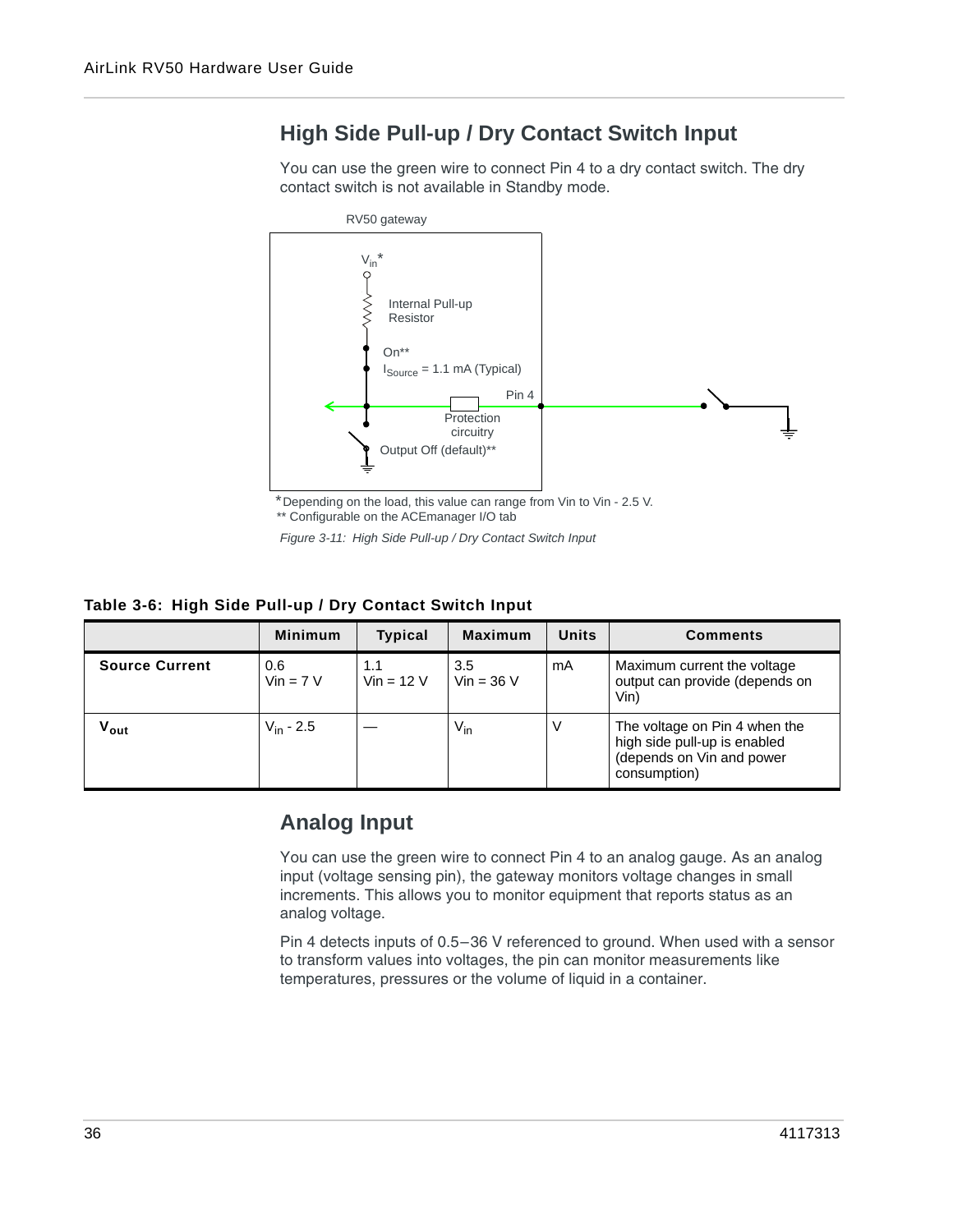## High Side Pull-up / Dry Contact Switch Input

You can use the green wire to connect Pin 4 to a dry contact switch. The dry contact switch is not available in Standby mode.

RV50 gateway

$V_{in}$*

Internal Pull-up Resistor

On**

$I_{Source}$ = 1.1 mA (Typical)

Pin 4

Protection circuitry

Output Off (default)**

*Depending on the load, this value can range from Vin to Vin - 2.5 V.
** Configurable on the ACEmanager I/O tab

*Figure 3-11: High Side Pull-up / Dry Contact Switch Input*

**Table 3-6: High Side Pull-up / Dry Contact Switch Input**

| | Minimum | Typical | Maximum | Units | Comments |
|---|---|---|---|---|---|
| **Source Current** | 0.6 Vin = 7 V | 1.1 Vin = 12 V | 3.5 Vin = 36 V | mA | Maximum current the voltage output can provide (depends on Vin) |
| **$V_{out}$** | $V_{in}$ - 2.5 | — | $V_{in}$ | V | The voltage on Pin 4 when the high side pull-up is enabled (depends on Vin and power consumption) |

## Analog Input

You can use the green wire to connect Pin 4 to an analog gauge. As an analog input (voltage sensing pin), the gateway monitors voltage changes in small increments. This allows you to monitor equipment that reports status as an analog voltage.

Pin 4 detects inputs of 0.5–36 V referenced to ground. When used with a sensor to transform values into voltages, the pin can monitor measurements like temperatures, pressures or the volume of liquid in a container.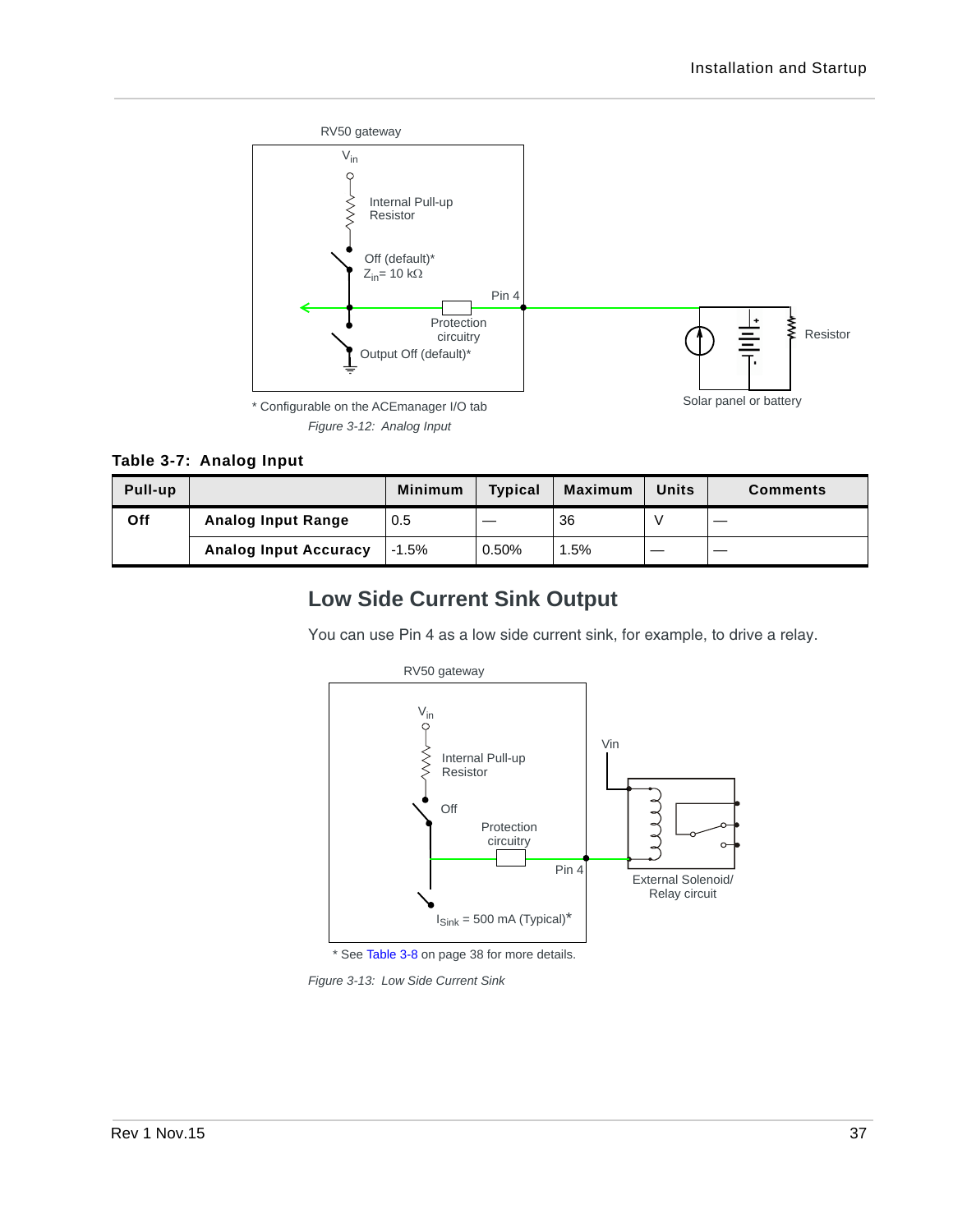RV50 gateway

$V_{in}$

Internal Pull-up Resistor

Off (default)*
$Z_{in}$= 10 kΩ

Pin 4

Protection circuitry

Output Off (default)*

Resistor

Solar panel or battery

* Configurable on the ACEmanager I/O tab

*Figure 3-12: Analog Input*

**Table 3-7: Analog Input**

| Pull-up | | Minimum | Typical | Maximum | Units | Comments |
|---|---|---|---|---|---|---|
| **Off** | **Analog Input Range** | 0.5 | — | 36 | V | — |
| | **Analog Input Accuracy** | -1.5% | 0.50% | 1.5% | — | — |

## Low Side Current Sink Output

You can use Pin 4 as a low side current sink, for example, to drive a relay.

RV50 gateway

$V_{in}$

Internal Pull-up Resistor

Off

Protection circuitry

Pin 4

Vin

External Solenoid/ Relay circuit

$I_{Sink}$ = 500 mA (Typical)*

* See Table 3-8 on page 38 for more details.

*Figure 3-13: Low Side Current Sink*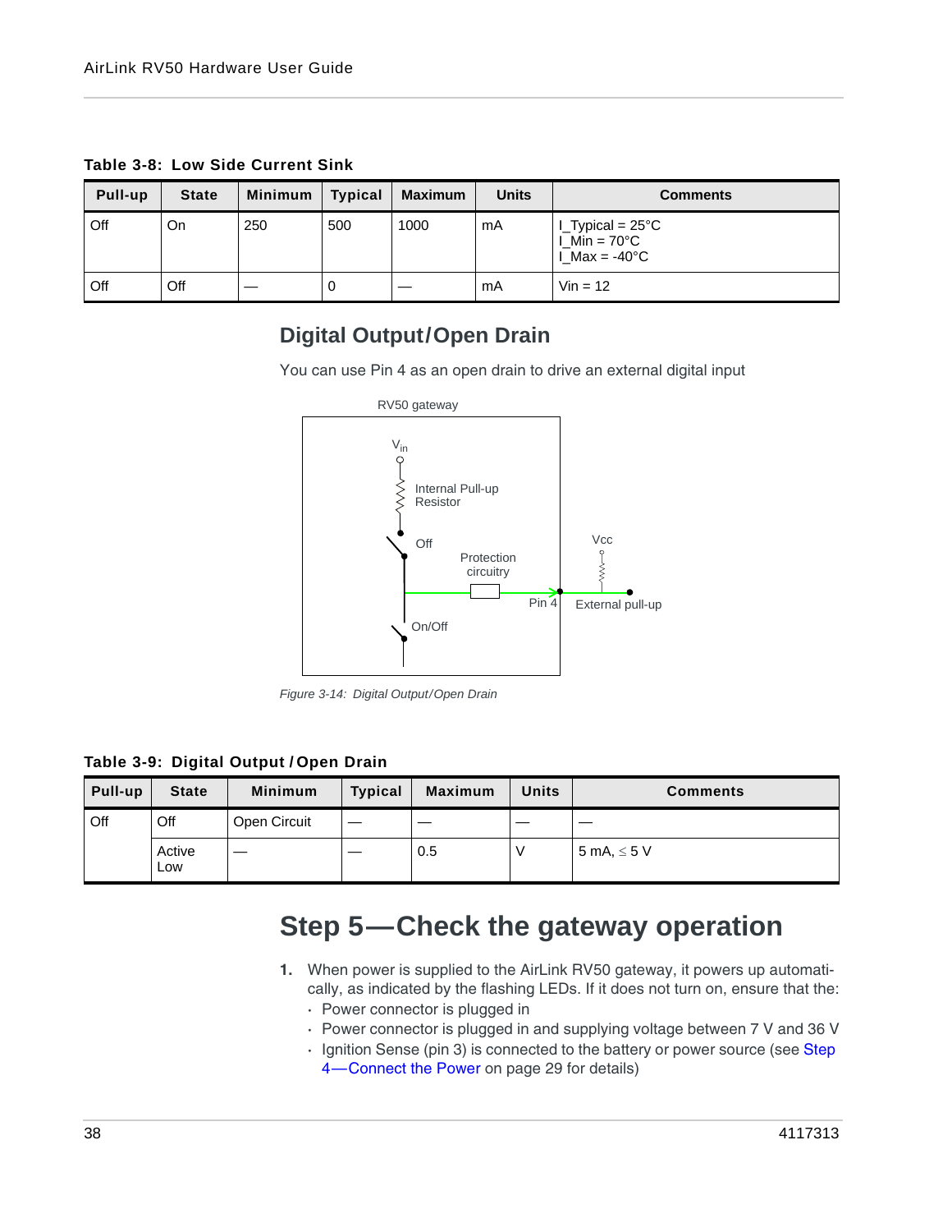**Table 3-8: Low Side Current Sink**

| Pull-up | State | Minimum | Typical | Maximum | Units | Comments |
|---|---|---|---|---|---|---|
| Off | On | 250 | 500 | 1000 | mA | I_Typical = 25°C<br>I_Min = 70°C<br>I_Max = -40°C |
| Off | Off | — | 0 | — | mA | Vin = 12 |

## Digital Output/Open Drain

You can use Pin 4 as an open drain to drive an external digital input

RV50 gateway

$V_{in}$

Internal Pull-up Resistor

Off

Protection circuitry

Pin 4

On/Off

Vcc

External pull-up

*Figure 3-14: Digital Output/Open Drain*

**Table 3-9: Digital Output / Open Drain**

| Pull-up | State | Minimum | Typical | Maximum | Units | Comments |
|---|---|---|---|---|---|---|
| Off | Off | Open Circuit | — | — | — | — |
| | Active Low | — | — | 0.5 | V | 5 mA, ≤ 5 V |

# Step 5—Check the gateway operation

1. When power is supplied to the AirLink RV50 gateway, it powers up automatically, as indicated by the flashing LEDs. If it does not turn on, ensure that the:
   - Power connector is plugged in
   - Power connector is plugged in and supplying voltage between 7 V and 36 V
   - Ignition Sense (pin 3) is connected to the battery or power source (see Step 4—Connect the Power on page 29 for details)